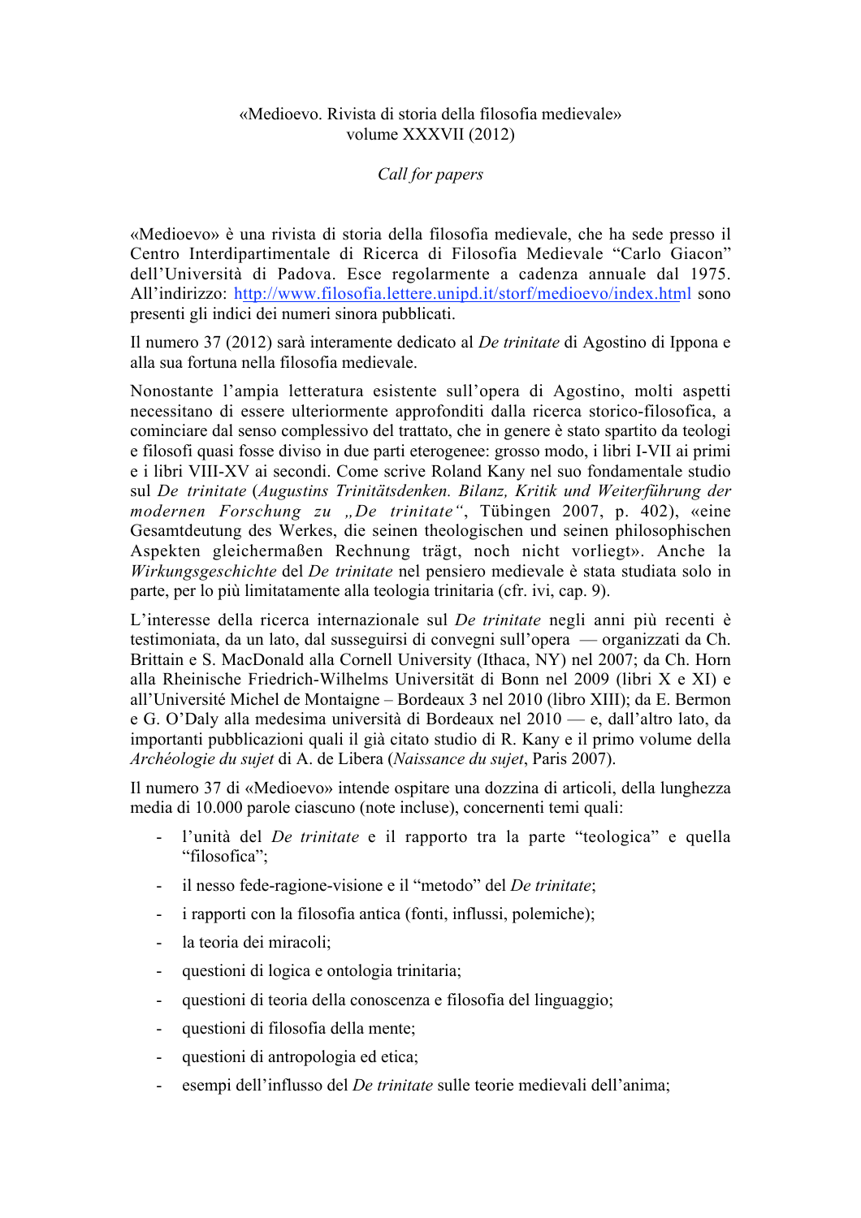«Medioevo. Rivista di storia della filosofia medievale»
volume XXXVII (2012)

*Call for papers*

«Medioevo» è una rivista di storia della filosofia medievale, che ha sede presso il Centro Interdipartimentale di Ricerca di Filosofia Medievale "Carlo Giacon" dell'Università di Padova. Esce regolarmente a cadenza annuale dal 1975. All'indirizzo: http://www.filosofia.lettere.unipd.it/storf/medioevo/index.html sono presenti gli indici dei numeri sinora pubblicati.

Il numero 37 (2012) sarà interamente dedicato al *De trinitate* di Agostino di Ippona e alla sua fortuna nella filosofia medievale.

Nonostante l'ampia letteratura esistente sull'opera di Agostino, molti aspetti necessitano di essere ulteriormente approfonditi dalla ricerca storico-filosofica, a cominciare dal senso complessivo del trattato, che in genere è stato spartito da teologi e filosofi quasi fosse diviso in due parti eterogenee: grosso modo, i libri I-VII ai primi e i libri VIII-XV ai secondi. Come scrive Roland Kany nel suo fondamentale studio sul *De trinitate* (*Augustins Trinitätsdenken. Bilanz, Kritik und Weiterführung der modernen Forschung zu „De trinitate"*, Tübingen 2007, p. 402), «eine Gesamtdeutung des Werkes, die seinen theologischen und seinen philosophischen Aspekten gleichermaßen Rechnung trägt, noch nicht vorliegt». Anche la *Wirkungsgeschichte* del *De trinitate* nel pensiero medievale è stata studiata solo in parte, per lo più limitatamente alla teologia trinitaria (cfr. ivi, cap. 9).

L'interesse della ricerca internazionale sul *De trinitate* negli anni più recenti è testimoniata, da un lato, dal susseguirsi di convegni sull'opera — organizzati da Ch. Brittain e S. MacDonald alla Cornell University (Ithaca, NY) nel 2007; da Ch. Horn alla Rheinische Friedrich-Wilhelms Universität di Bonn nel 2009 (libri X e XI) e all'Université Michel de Montaigne – Bordeaux 3 nel 2010 (libro XIII); da E. Bermon e G. O'Daly alla medesima università di Bordeaux nel 2010 — e, dall'altro lato, da importanti pubblicazioni quali il già citato studio di R. Kany e il primo volume della *Archéologie du sujet* di A. de Libera (*Naissance du sujet*, Paris 2007).

Il numero 37 di «Medioevo» intende ospitare una dozzina di articoli, della lunghezza media di 10.000 parole ciascuno (note incluse), concernenti temi quali:

- l'unità del *De trinitate* e il rapporto tra la parte "teologica" e quella "filosofica";
- il nesso fede-ragione-visione e il "metodo" del *De trinitate*;
- i rapporti con la filosofia antica (fonti, influssi, polemiche);
- la teoria dei miracoli;
- questioni di logica e ontologia trinitaria;
- questioni di teoria della conoscenza e filosofia del linguaggio;
- questioni di filosofia della mente;
- questioni di antropologia ed etica;
- esempi dell'influsso del *De trinitate* sulle teorie medievali dell'anima;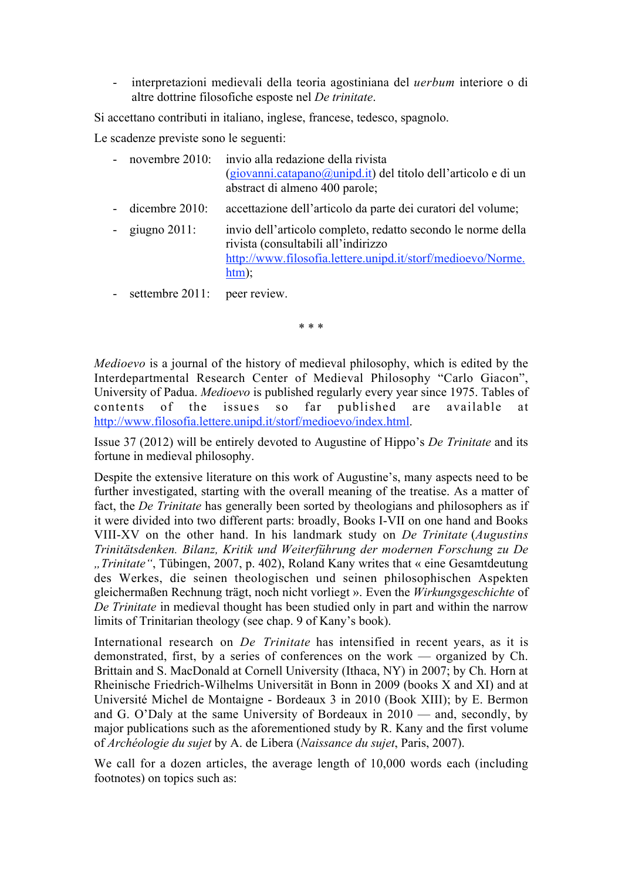- interpretazioni medievali della teoria agostiniana del *uerbum* interiore o di altre dottrine filosofiche esposte nel *De trinitate*.

Si accettano contributi in italiano, inglese, francese, tedesco, spagnolo.

Le scadenze previste sono le seguenti:

- novembre 2010: invio alla redazione della rivista (giovanni.catapano@unipd.it) del titolo dell'articolo e di un abstract di almeno 400 parole;
- dicembre 2010: accettazione dell'articolo da parte dei curatori del volume;
- giugno 2011: invio dell'articolo completo, redatto secondo le norme della rivista (consultabili all'indirizzo http://www.filosofia.lettere.unipd.it/storf/medioevo/Norme.htm);
- settembre 2011: peer review.

\* \* \*

*Medioevo* is a journal of the history of medieval philosophy, which is edited by the Interdepartmental Research Center of Medieval Philosophy "Carlo Giacon", University of Padua. *Medioevo* is published regularly every year since 1975. Tables of contents of the issues so far published are available at http://www.filosofia.lettere.unipd.it/storf/medioevo/index.html.

Issue 37 (2012) will be entirely devoted to Augustine of Hippo's *De Trinitate* and its fortune in medieval philosophy.

Despite the extensive literature on this work of Augustine's, many aspects need to be further investigated, starting with the overall meaning of the treatise. As a matter of fact, the *De Trinitate* has generally been sorted by theologians and philosophers as if it were divided into two different parts: broadly, Books I-VII on one hand and Books VIII-XV on the other hand. In his landmark study on *De Trinitate* (*Augustins Trinitätsdenken. Bilanz, Kritik und Weiterführung der modernen Forschung zu De „Trinitate"*, Tübingen, 2007, p. 402), Roland Kany writes that « eine Gesamtdeutung des Werkes, die seinen theologischen und seinen philosophischen Aspekten gleichermaßen Rechnung trägt, noch nicht vorliegt ». Even the *Wirkungsgeschichte* of *De Trinitate* in medieval thought has been studied only in part and within the narrow limits of Trinitarian theology (see chap. 9 of Kany's book).

International research on *De Trinitate* has intensified in recent years, as it is demonstrated, first, by a series of conferences on the work — organized by Ch. Brittain and S. MacDonald at Cornell University (Ithaca, NY) in 2007; by Ch. Horn at Rheinische Friedrich-Wilhelms Universität in Bonn in 2009 (books X and XI) and at Université Michel de Montaigne - Bordeaux 3 in 2010 (Book XIII); by E. Bermon and G. O'Daly at the same University of Bordeaux in 2010 — and, secondly, by major publications such as the aforementioned study by R. Kany and the first volume of *Archéologie du sujet* by A. de Libera (*Naissance du sujet*, Paris, 2007).

We call for a dozen articles, the average length of 10,000 words each (including footnotes) on topics such as: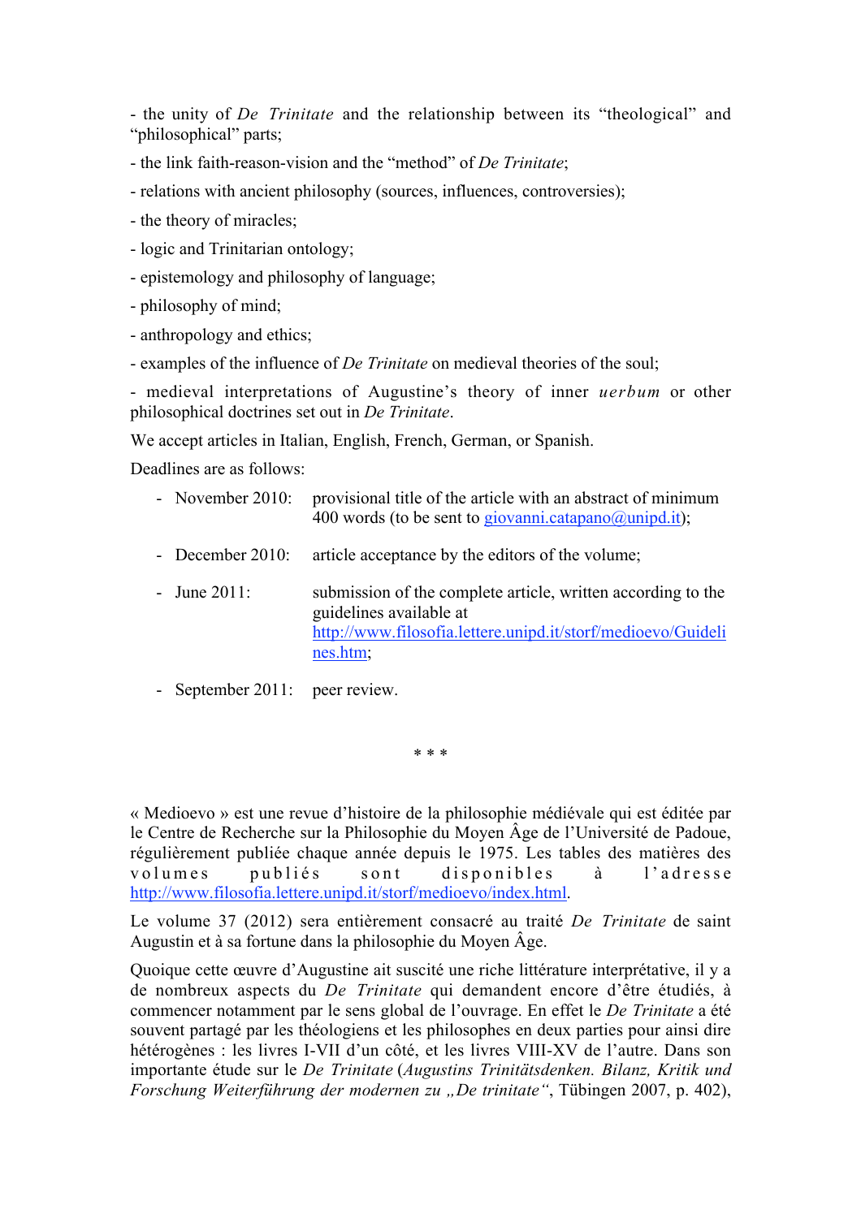- the unity of *De Trinitate* and the relationship between its “theological” and “philosophical” parts;

- the link faith-reason-vision and the “method” of *De Trinitate*;

- relations with ancient philosophy (sources, influences, controversies);

- the theory of miracles;

- logic and Trinitarian ontology;

- epistemology and philosophy of language;

- philosophy of mind;

- anthropology and ethics;

- examples of the influence of *De Trinitate* on medieval theories of the soul;

- medieval interpretations of Augustine’s theory of inner *uerbum* or other philosophical doctrines set out in *De Trinitate*.

We accept articles in Italian, English, French, German, or Spanish.

Deadlines are as follows:

- November 2010: provisional title of the article with an abstract of minimum 400 words (to be sent to giovanni.catapano@unipd.it);
- December 2010: article acceptance by the editors of the volume;
- June 2011: submission of the complete article, written according to the guidelines available at http://www.filosofia.lettere.unipd.it/storf/medioevo/Guidelines.htm;
- September 2011: peer review.

\* \* \*

« Medioevo » est une revue d’histoire de la philosophie médiévale qui est éditée par le Centre de Recherche sur la Philosophie du Moyen Âge de l’Université de Padoue, régulièrement publiée chaque année depuis le 1975. Les tables des matières des volumes publiés sont disponibles à l’adresse http://www.filosofia.lettere.unipd.it/storf/medioevo/index.html.

Le volume 37 (2012) sera entièrement consacré au traité *De Trinitate* de saint Augustin et à sa fortune dans la philosophie du Moyen Âge.

Quoique cette œuvre d’Augustine ait suscité une riche littérature interprétative, il y a de nombreux aspects du *De Trinitate* qui demandent encore d’être étudiés, à commencer notamment par le sens global de l’ouvrage. En effet le *De Trinitate* a été souvent partagé par les théologiens et les philosophes en deux parties pour ainsi dire hétérogènes : les livres I-VII d’un côté, et les livres VIII-XV de l’autre. Dans son importante étude sur le *De Trinitate* (*Augustins Trinitätsdenken. Bilanz, Kritik und Forschung Weiterführung der modernen zu „De trinitate“*, Tübingen 2007, p. 402),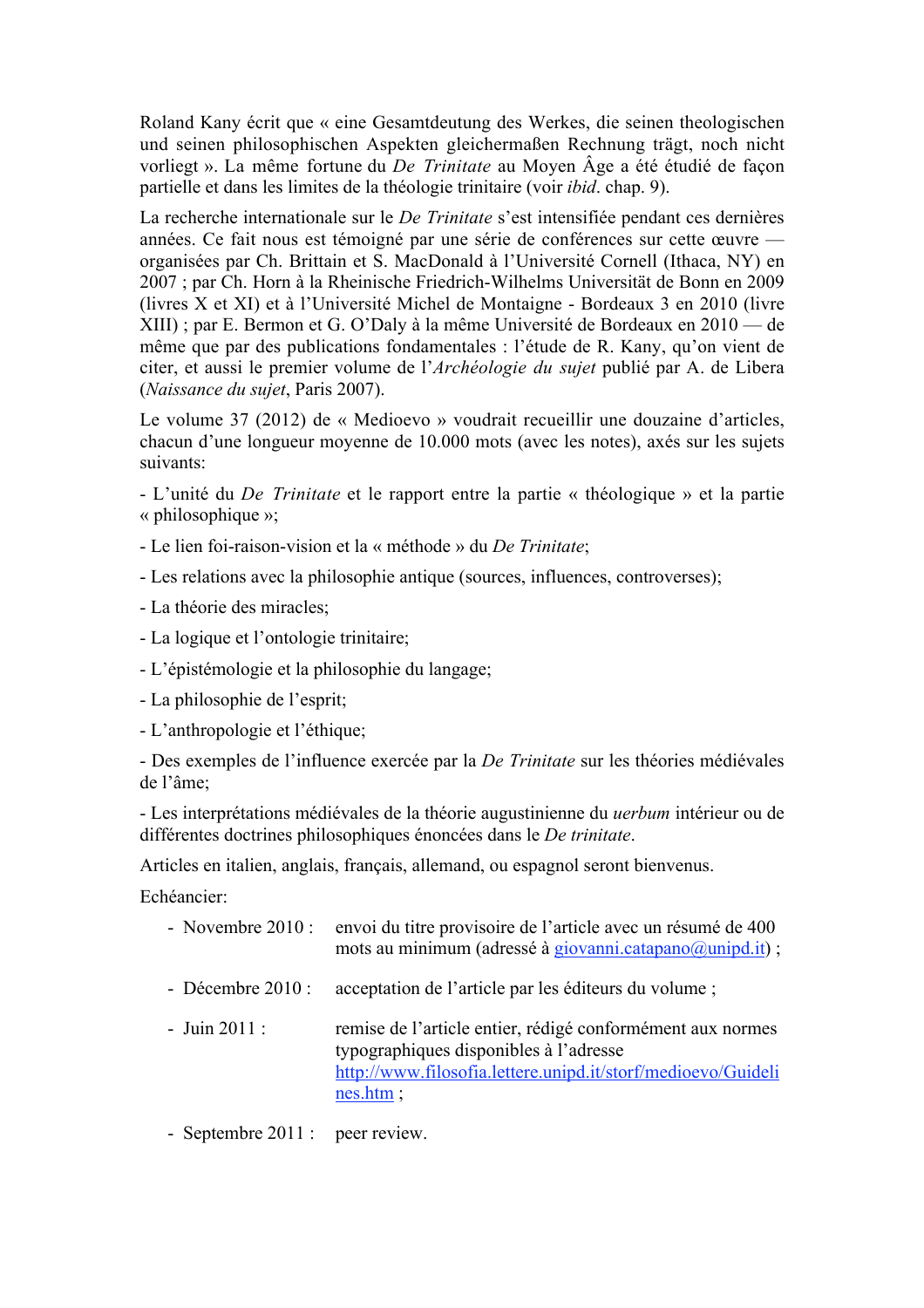Roland Kany écrit que « eine Gesamtdeutung des Werkes, die seinen theologischen und seinen philosophischen Aspekten gleichermaßen Rechnung trägt, noch nicht vorliegt ». La même fortune du *De Trinitate* au Moyen Âge a été étudié de façon partielle et dans les limites de la théologie trinitaire (voir *ibid*. chap. 9).

La recherche internationale sur le *De Trinitate* s'est intensifiée pendant ces dernières années. Ce fait nous est témoigné par une série de conférences sur cette œuvre — organisées par Ch. Brittain et S. MacDonald à l'Université Cornell (Ithaca, NY) en 2007 ; par Ch. Horn à la Rheinische Friedrich-Wilhelms Universität de Bonn en 2009 (livres X et XI) et à l'Université Michel de Montaigne - Bordeaux 3 en 2010 (livre XIII) ; par E. Bermon et G. O'Daly à la même Université de Bordeaux en 2010 — de même que par des publications fondamentales : l'étude de R. Kany, qu'on vient de citer, et aussi le premier volume de l'*Archéologie du sujet* publié par A. de Libera (*Naissance du sujet*, Paris 2007).

Le volume 37 (2012) de « Medioevo » voudrait recueillir une douzaine d'articles, chacun d'une longueur moyenne de 10.000 mots (avec les notes), axés sur les sujets suivants:

- L'unité du *De Trinitate* et le rapport entre la partie « théologique » et la partie « philosophique »;
- Le lien foi-raison-vision et la « méthode » du *De Trinitate*;
- Les relations avec la philosophie antique (sources, influences, controverses);
- La théorie des miracles;
- La logique et l'ontologie trinitaire;
- L'épistémologie et la philosophie du langage;
- La philosophie de l'esprit;
- L'anthropologie et l'éthique;
- Des exemples de l'influence exercée par la *De Trinitate* sur les théories médiévales de l'âme;
- Les interprétations médiévales de la théorie augustinienne du *uerbum* intérieur ou de différentes doctrines philosophiques énoncées dans le *De trinitate*.

Articles en italien, anglais, français, allemand, ou espagnol seront bienvenus.

Echéancier:

- Novembre 2010 : envoi du titre provisoire de l'article avec un résumé de 400 mots au minimum (adressé à giovanni.catapano@unipd.it) ;
- Décembre 2010 : acceptation de l'article par les éditeurs du volume ;
- Juin 2011 : remise de l'article entier, rédigé conformément aux normes typographiques disponibles à l'adresse http://www.filosofia.lettere.unipd.it/storf/medioevo/Guidelines.htm ;
- Septembre 2011 : peer review.